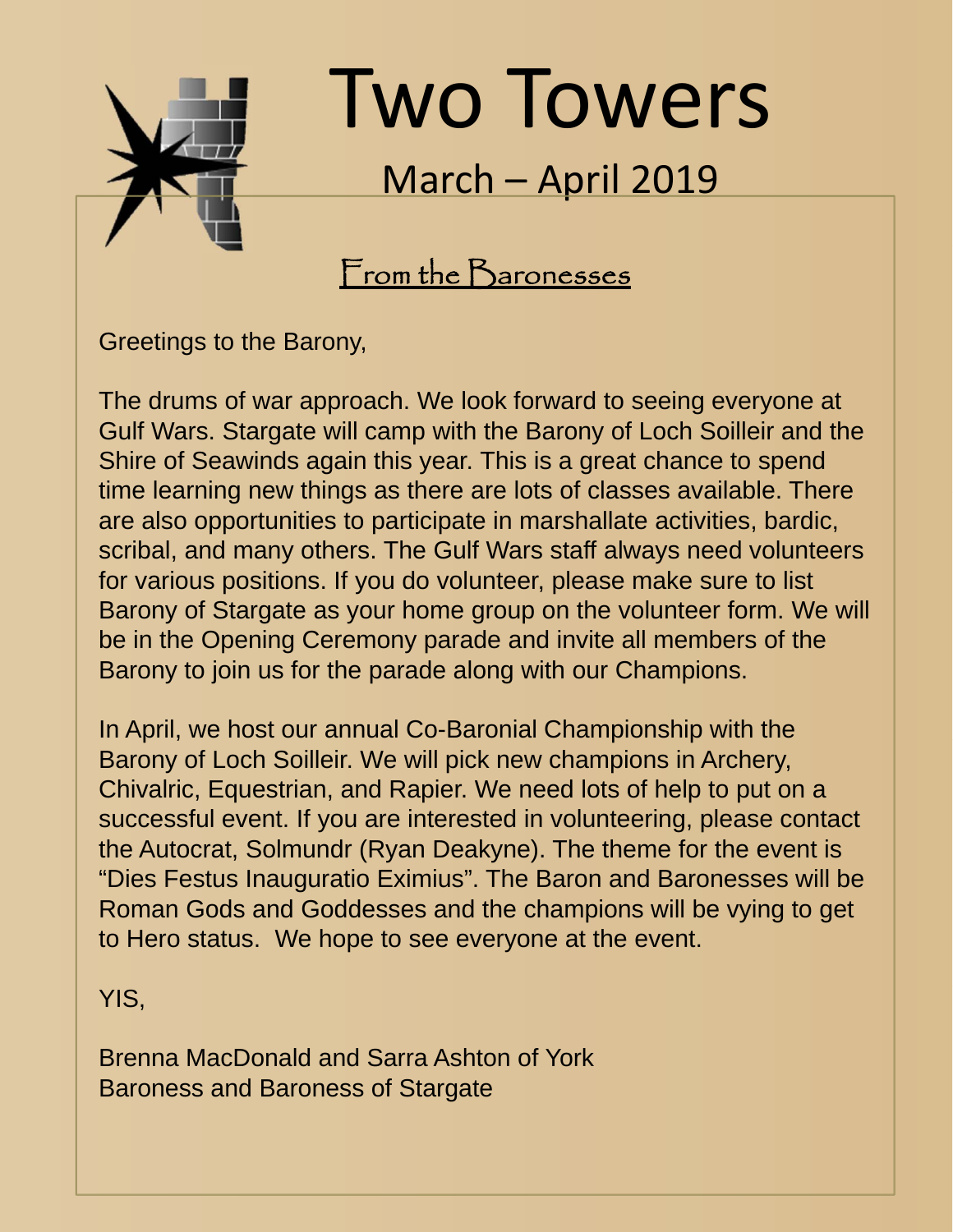# Two Towers

## March – April 2019

### From the Baronesses

Greetings to the Barony,

The drums of war approach. We look forward to seeing everyone at Gulf Wars. Stargate will camp with the Barony of Loch Soilleir and the Shire of Seawinds again this year. This is a great chance to spend time learning new things as there are lots of classes available. There are also opportunities to participate in marshallate activities, bardic, scribal, and many others. The Gulf Wars staff always need volunteers for various positions. If you do volunteer, please make sure to list Barony of Stargate as your home group on the volunteer form. We will be in the Opening Ceremony parade and invite all members of the Barony to join us for the parade along with our Champions.

In April, we host our annual Co-Baronial Championship with the Barony of Loch Soilleir. We will pick new champions in Archery, Chivalric, Equestrian, and Rapier. We need lots of help to put on a successful event. If you are interested in volunteering, please contact the Autocrat, Solmundr (Ryan Deakyne). The theme for the event is "Dies Festus Inauguratio Eximius". The Baron and Baronesses will be Roman Gods and Goddesses and the champions will be vying to get to Hero status. We hope to see everyone at the event.

YIS,

Brenna MacDonald and Sarra Ashton of York
Baroness and Baroness of Stargate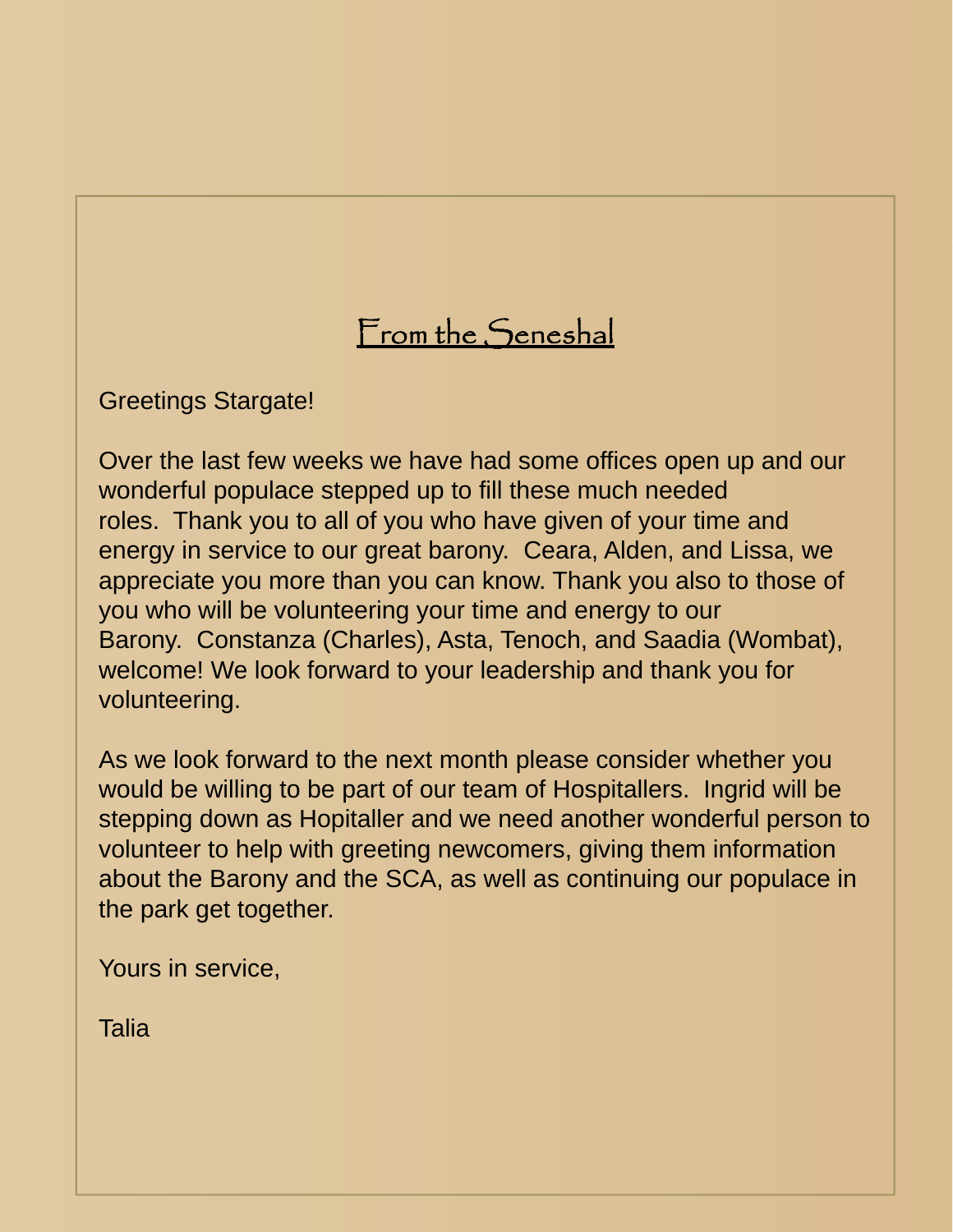## From the Seneshal

Greetings Stargate!

Over the last few weeks we have had some offices open up and our wonderful populace stepped up to fill these much needed roles.  Thank you to all of you who have given of your time and energy in service to our great barony.  Ceara, Alden, and Lissa, we appreciate you more than you can know. Thank you also to those of you who will be volunteering your time and energy to our Barony.  Constanza (Charles), Asta, Tenoch, and Saadia (Wombat), welcome! We look forward to your leadership and thank you for volunteering.

As we look forward to the next month please consider whether you would be willing to be part of our team of Hospitallers.  Ingrid will be stepping down as Hopitaller and we need another wonderful person to volunteer to help with greeting newcomers, giving them information about the Barony and the SCA, as well as continuing our populace in the park get together.

Yours in service,

Talia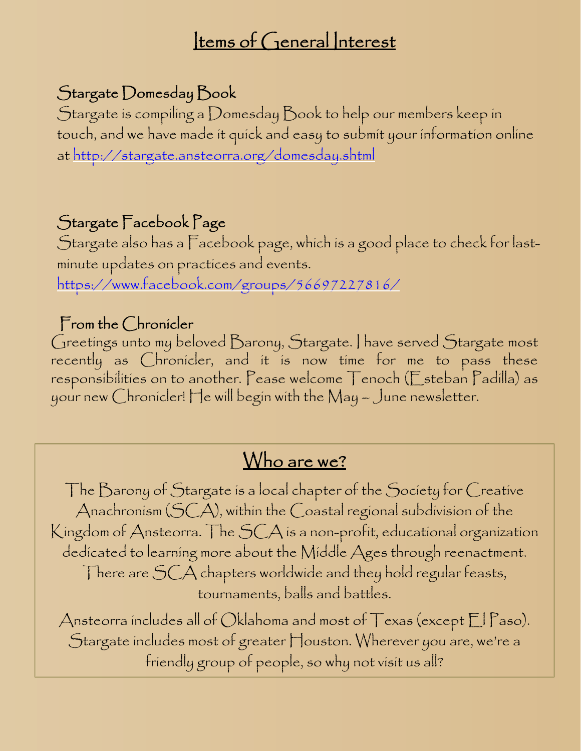# Items of General Interest

### Stargate Domesday Book

Stargate is compiling a Domesday Book to help our members keep in touch, and we have made it quick and easy to submit your information online at http://stargate.ansteorra.org/domesday.shtml

### Stargate Facebook Page

Stargate also has a Facebook page, which is a good place to check for last-minute updates on practices and events.
https://www.facebook.com/groups/56697227816/

### From the Chronicler

Greetings unto my beloved Barony, Stargate. I have served Stargate most recently as Chronicler, and it is now time for me to pass these responsibilities on to another. Pease welcome Tenoch (Esteban Padilla) as your new Chronicler! He will begin with the May – June newsletter.

## Who are we?

The Barony of Stargate is a local chapter of the Society for Creative Anachronism (SCA), within the Coastal regional subdivision of the Kingdom of Ansteorra. The SCA is a non-profit, educational organization dedicated to learning more about the Middle Ages through reenactment. There are SCA chapters worldwide and they hold regular feasts, tournaments, balls and battles.

Ansteorra includes all of Oklahoma and most of Texas (except El Paso). Stargate includes most of greater Houston. Wherever you are, we're a friendly group of people, so why not visit us all?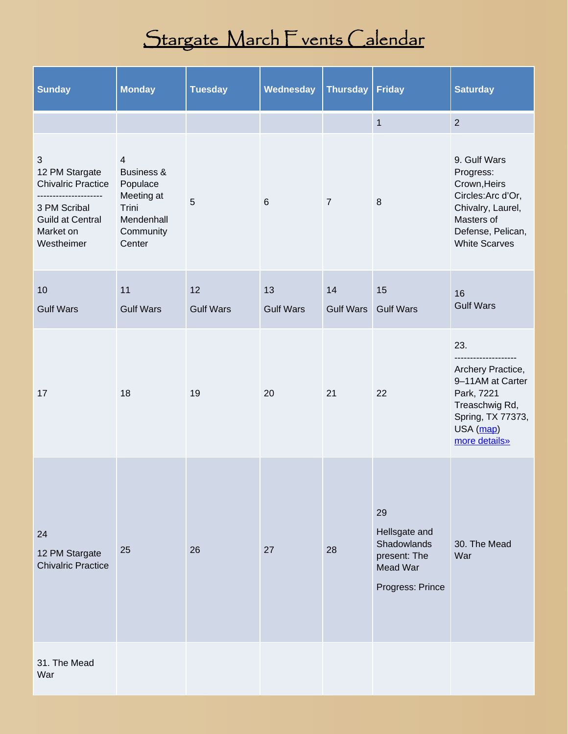# Stargate March Events Calendar

| Sunday | Monday | Tuesday | Wednesday | Thursday | Friday | Saturday |
|---|---|---|---|---|---|---|
| | | | | | 1 | 2 |
| 3<br>12 PM Stargate Chivalric Practice<br>--------------------<br>3 PM Scribal Guild at Central Market on Westheimer | 4<br>Business & Populace Meeting at Trini Mendenhall Community Center | 5 | 6 | 7 | 8 | 9. Gulf Wars Progress: Crown,Heirs Circles:Arc d'Or, Chivalry, Laurel, Masters of Defense, Pelican, White Scarves |
| 10<br>Gulf Wars | 11<br>Gulf Wars | 12<br>Gulf Wars | 13<br>Gulf Wars | 14<br>Gulf Wars | 15<br>Gulf Wars | 16<br>Gulf Wars |
| 17 | 18 | 19 | 20 | 21 | 22 | 23.<br>-------------------<br>Archery Practice, 9–11AM at Carter Park, 7221 Treaschwig Rd, Spring, TX 77373, USA (map)<br>more details» |
| 24<br>12 PM Stargate Chivalric Practice | 25 | 26 | 27 | 28 | 29<br>Hellsgate and Shadowlands present: The Mead War<br>Progress: Prince | 30. The Mead War |
| 31. The Mead War | | | | | | |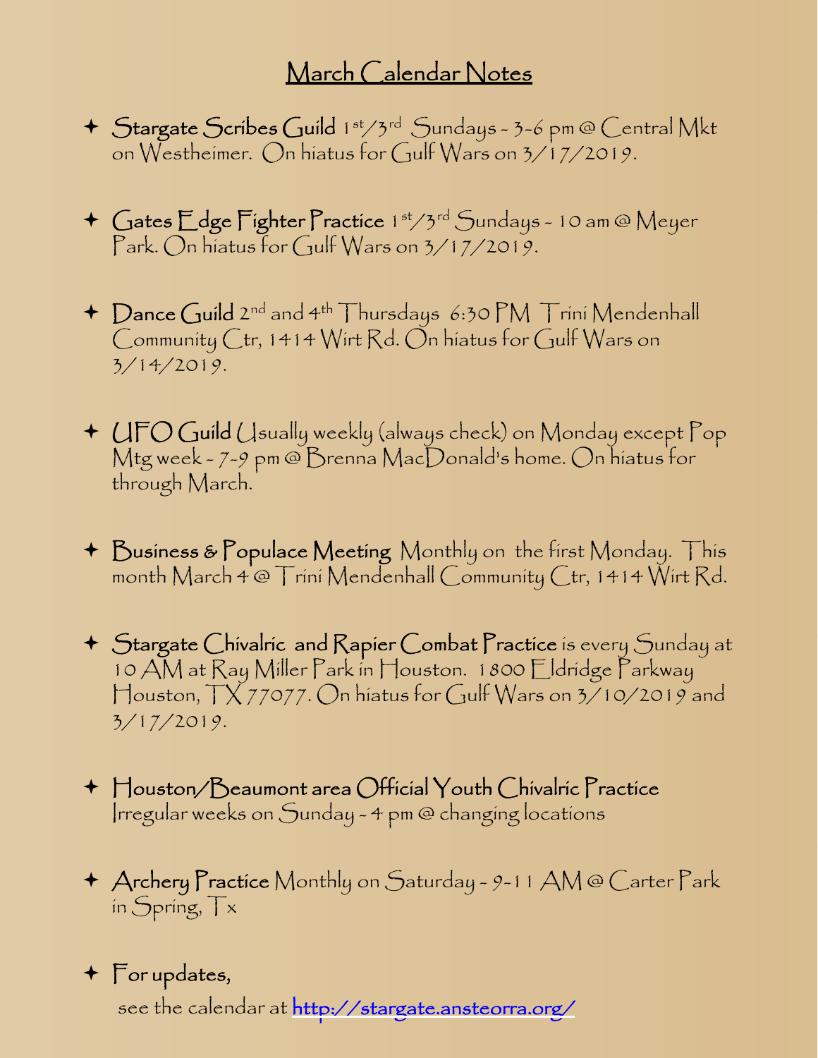## March Calendar Notes

- **Stargate Scribes Guild** 1st/3rd Sundays - 3-6 pm @ Central Mkt on Westheimer. On hiatus for Gulf Wars on 3/17/2019.

- **Gates Edge Fighter Practice** 1st/3rd Sundays - 10 am @ Meyer Park. On hiatus for Gulf Wars on 3/17/2019.

- **Dance Guild** 2nd and 4th Thursdays 6:30 PM Trini Mendenhall Community Ctr, 1414 Wirt Rd. On hiatus for Gulf Wars on 3/14/2019.

- **UFO Guild** Usually weekly (always check) on Monday except Pop Mtg week - 7-9 pm @ Brenna MacDonald's home. On hiatus for through March.

- **Business & Populace Meeting** Monthly on the first Monday. This month March 4 @ Trini Mendenhall Community Ctr, 1414 Wirt Rd.

- **Stargate Chivalric and Rapier Combat Practice** is every Sunday at 10 AM at Ray Miller Park in Houston. 1800 Eldridge Parkway Houston, TX 77077. On hiatus for Gulf Wars on 3/10/2019 and 3/17/2019.

- **Houston/Beaumont area Official Youth Chivalric Practice** Irregular weeks on Sunday - 4 pm @ changing locations

- **Archery Practice** Monthly on Saturday - 9-11 AM @ Carter Park in Spring, Tx

- **For updates,**

  see the calendar at http://stargate.ansteorra.org/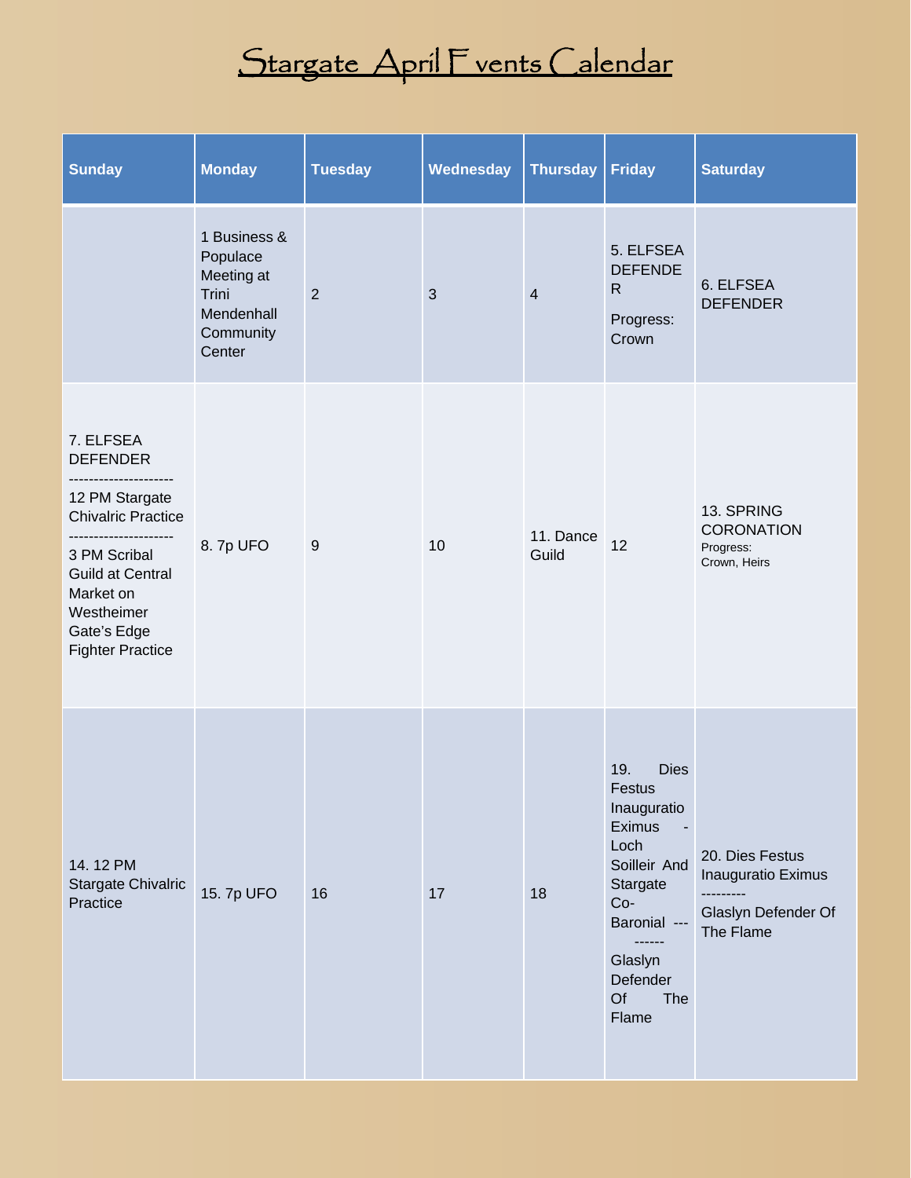# Stargate April Events Calendar

| Sunday | Monday | Tuesday | Wednesday | Thursday | Friday | Saturday |
|---|---|---|---|---|---|---|
| | 1 Business & Populace Meeting at Trini Mendenhall Community Center | 2 | 3 | 4 | 5. ELFSEA DEFENDER<br>Progress: Crown | 6. ELFSEA DEFENDER |
| 7. ELFSEA DEFENDER<br>--------------------<br>12 PM Stargate Chivalric Practice<br>--------------------<br>3 PM Scribal Guild at Central Market on Westheimer Gate's Edge Fighter Practice | 8. 7p UFO | 9 | 10 | 11. Dance Guild | 12 | 13. SPRING CORONATION<br>Progress:<br>Crown, Heirs |
| 14. 12 PM Stargate Chivalric Practice | 15. 7p UFO | 16 | 17 | 18 | 19. Dies Festus Inauguratio Eximus - Loch Soilleir And Stargate Co-Baronial ---------<br>Glaslyn Defender Of The Flame | 20. Dies Festus Inauguratio Eximus<br>---------<br>Glaslyn Defender Of The Flame |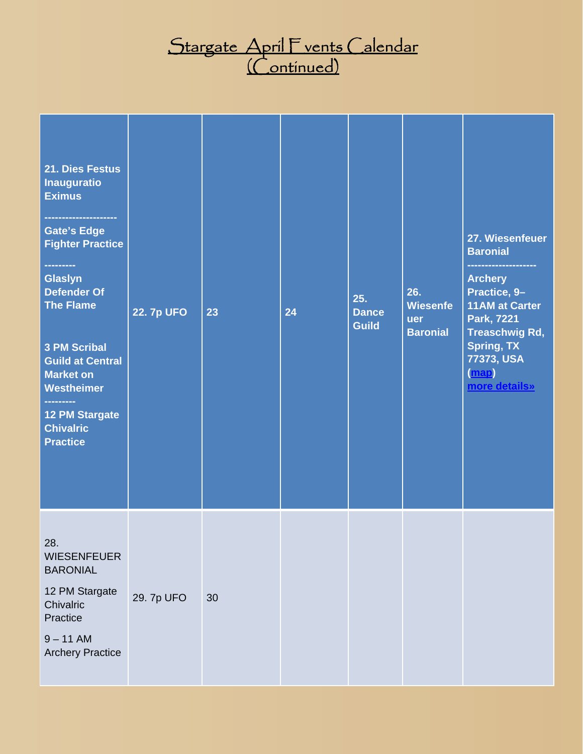# Stargate April Events Calendar (Continued)

| | | | | | | |
|---|---|---|---|---|---|---|
| **21. Dies Festus Inauguratio Eximus**<br>**--------------------**<br>**Gate's Edge Fighter Practice**<br>**---------**<br>**Glaslyn Defender Of The Flame**<br><br>**3 PM Scribal Guild at Central Market on Westheimer**<br>**---------**<br>**12 PM Stargate Chivalric Practice** | **22. 7p UFO** | **23** | **24** | **25. Dance Guild** | **26. Wiesenfeuer Baronial** | **27. Wiesenfeuer Baronial**<br>**-------------------**<br>**Archery Practice, 9–11AM at Carter Park, 7221 Treaschwig Rd, Spring, TX 77373, USA (map)**<br>**more details»** |
| 28. WIESENFEUER BARONIAL<br><br>12 PM Stargate Chivalric Practice<br><br>9 – 11 AM Archery Practice | 29. 7p UFO | 30 | | | | |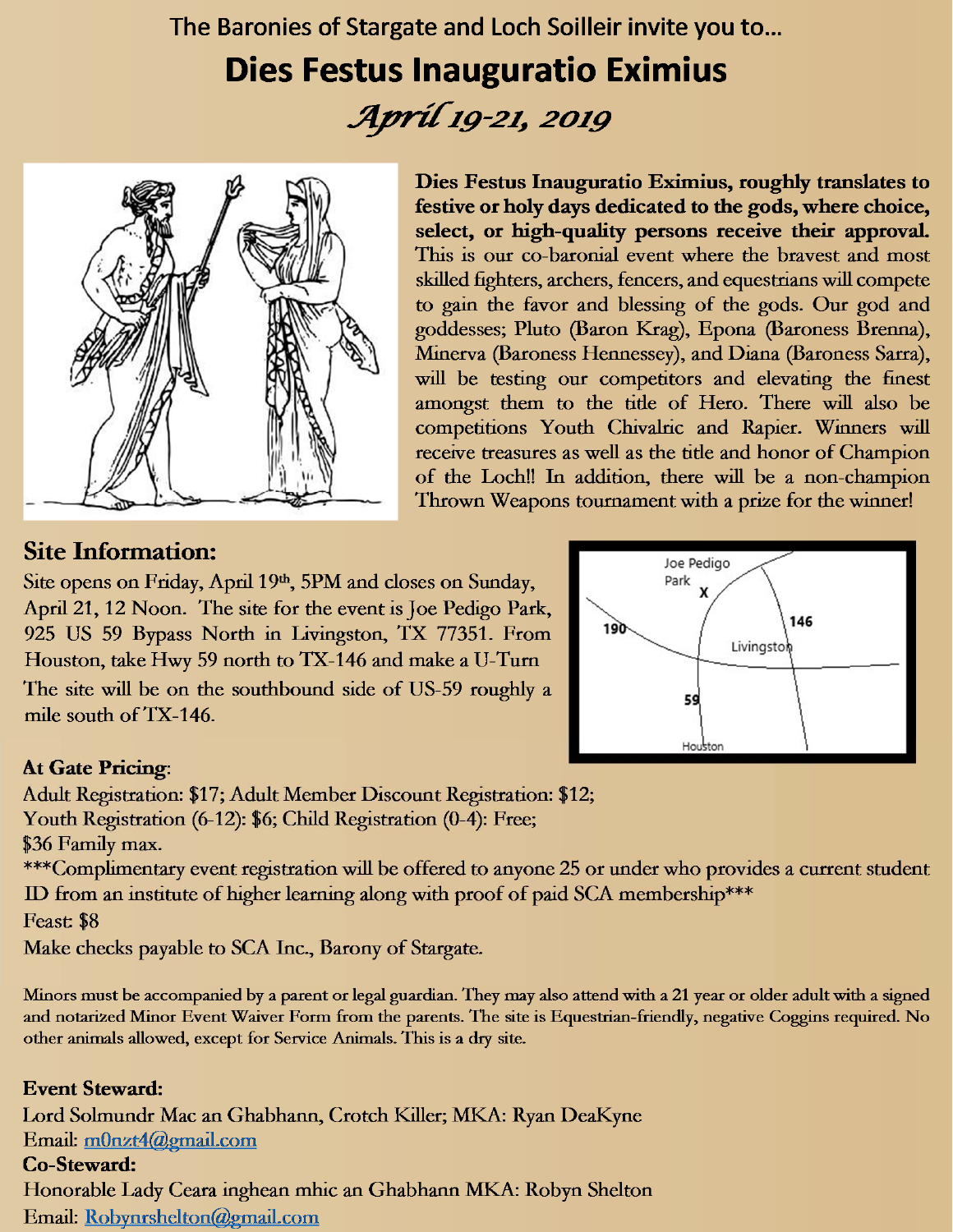The Baronies of Stargate and Loch Soilleir invite you to…

# Dies Festus Inauguratio Eximius

*April 19-21, 2019*

**Dies Festus Inauguratio Eximius, roughly translates to festive or holy days dedicated to the gods, where choice, select, or high-quality persons receive their approval.** This is our co-baronial event where the bravest and most skilled fighters, archers, fencers, and equestrians will compete to gain the favor and blessing of the gods. Our god and goddesses; Pluto (Baron Krag), Epona (Baroness Brenna), Minerva (Baroness Hennessey), and Diana (Baroness Sarra), will be testing our competitors and elevating the finest amongst them to the title of Hero. There will also be competitions Youth Chivalric and Rapier. Winners will receive treasures as well as the title and honor of Champion of the Loch!! In addition, there will be a non-champion Thrown Weapons tournament with a prize for the winner!

## Site Information:

Site opens on Friday, April 19th, 5PM and closes on Sunday, April 21, 12 Noon. The site for the event is Joe Pedigo Park, 925 US 59 Bypass North in Livingston, TX 77351. From Houston, take Hwy 59 north to TX-146 and make a U-Turn The site will be on the southbound side of US-59 roughly a mile south of TX-146.

**At Gate Pricing**:
Adult Registration: $17; Adult Member Discount Registration: $12;
Youth Registration (6-12): $6; Child Registration (0-4): Free;
$36 Family max.
***Complimentary event registration will be offered to anyone 25 or under who provides a current student ID from an institute of higher learning along with proof of paid SCA membership***
Feast: $8
Make checks payable to SCA Inc., Barony of Stargate.

Minors must be accompanied by a parent or legal guardian. They may also attend with a 21 year or older adult with a signed and notarized Minor Event Waiver Form from the parents. The site is Equestrian-friendly, negative Coggins required. No other animals allowed, except for Service Animals. This is a dry site.

**Event Steward:**
Lord Solmundr Mac an Ghabhann, Crotch Killer; MKA: Ryan DeaKyne
Email: m0nzt4@gmail.com
**Co-Steward:**
Honorable Lady Ceara inghean mhic an Ghabhann MKA: Robyn Shelton
Email: Robynrshelton@gmail.com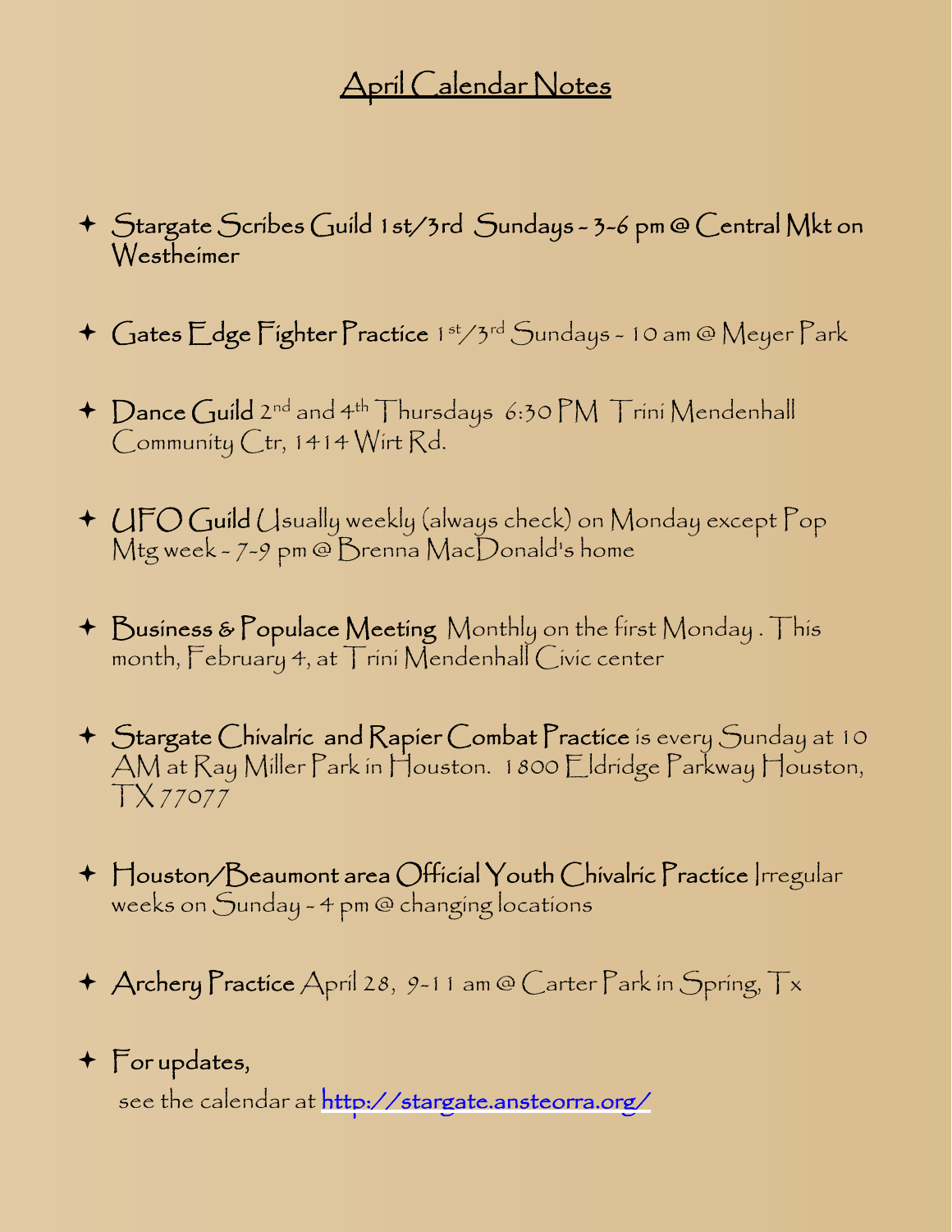# April Calendar Notes

- **Stargate Scribes Guild** 1st/3rd Sundays - 3-6 pm @ Central Mkt on Westheimer

- **Gates Edge Fighter Practice** 1st/3rd Sundays - 10 am @ Meyer Park

- **Dance Guild** 2nd and 4th Thursdays 6:30 PM Trini Mendenhall Community Ctr, 1414 Wirt Rd.

- **UFO Guild** Usually weekly (always check) on Monday except Pop Mtg week - 7-9 pm @ Brenna MacDonald's home

- **Business & Populace Meeting** Monthly on the first Monday . This month, February 4, at Trini Mendenhall Civic center

- **Stargate Chivalric and Rapier Combat Practice** is every Sunday at 10 AM at Ray Miller Park in Houston. 1800 Eldridge Parkway Houston, TX 77077

- **Houston/Beaumont area Official Youth Chivalric Practice** Irregular weeks on Sunday - 4 pm @ changing locations

- **Archery Practice** April 28, 9-11 am @ Carter Park in Spring, Tx

- **For updates,**

  see the calendar at http://stargate.ansteorra.org/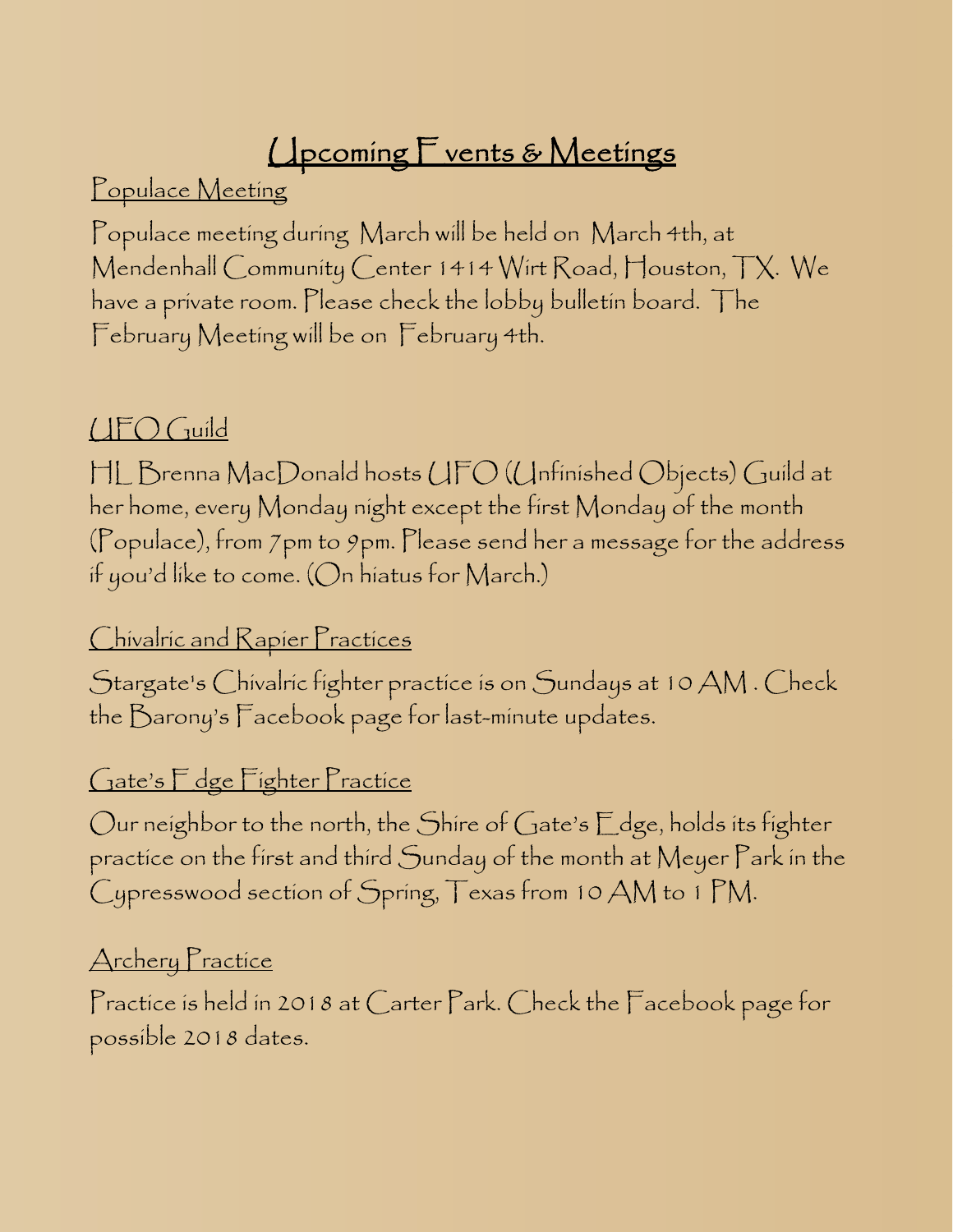# Upcoming Events & Meetings

## Populace Meeting

Populace meeting during March will be held on March 4th, at Mendenhall Community Center 1414 Wirt Road, Houston, TX. We have a private room. Please check the lobby bulletin board. The February Meeting will be on February 4th.

## UFO Guild

HL Brenna MacDonald hosts UFO (Unfinished Objects) Guild at her home, every Monday night except the first Monday of the month (Populace), from 7pm to 9pm. Please send her a message for the address if you'd like to come. (On hiatus for March.)

## Chivalric and Rapier Practices

Stargate's Chivalric fighter practice is on Sundays at 10 AM . Check the Barony's Facebook page for last-minute updates.

## Gate's Edge Fighter Practice

Our neighbor to the north, the Shire of Gate's Edge, holds its fighter practice on the first and third Sunday of the month at Meyer Park in the Cypresswood section of Spring, Texas from 10 AM to 1 PM.

## Archery Practice

Practice is held in 2018 at Carter Park. Check the Facebook page for possible 2018 dates.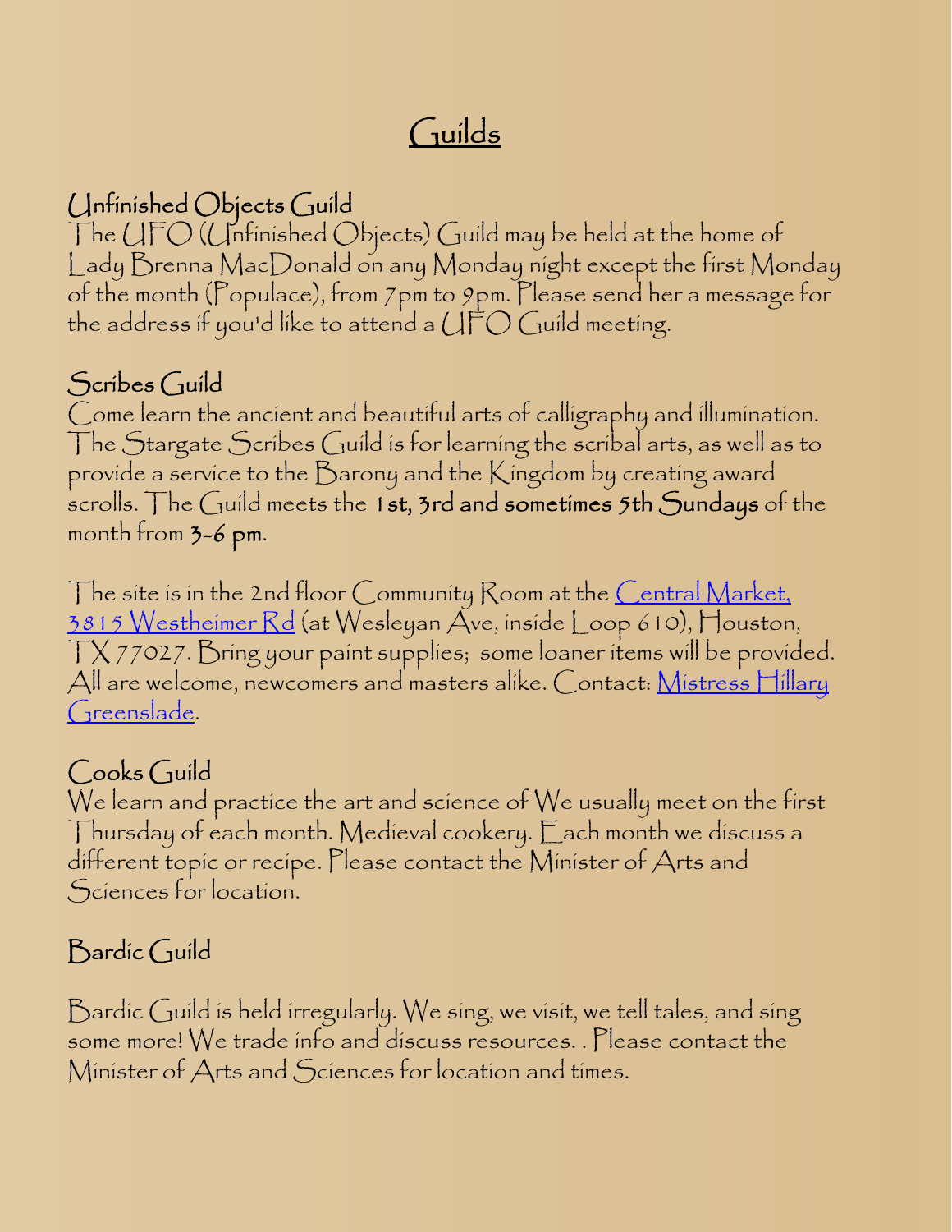# Guilds

## Unfinished Objects Guild

The UFO (Unfinished Objects) Guild may be held at the home of Lady Brenna MacDonald on any Monday night except the first Monday of the month (Populace), from 7pm to 9pm. Please send her a message for the address if you'd like to attend a UFO Guild meeting.

## Scribes Guild

Come learn the ancient and beautiful arts of calligraphy and illumination. The Stargate Scribes Guild is for learning the scribal arts, as well as to provide a service to the Barony and the Kingdom by creating award scrolls. The Guild meets the **1st, 3rd and sometimes 5th Sundays** of the month from **3-6 pm**.

The site is in the 2nd floor Community Room at the Central Market, 3815 Westheimer Rd (at Wesleyan Ave, inside Loop 610), Houston, TX 77027. Bring your paint supplies; some loaner items will be provided. All are welcome, newcomers and masters alike. Contact: Mistress Hillary Greenslade.

## Cooks Guild

We learn and practice the art and science of We usually meet on the first Thursday of each month. Medieval cookery. Each month we discuss a different topic or recipe. Please contact the Minister of Arts and Sciences for location.

## Bardic Guild

Bardic Guild is held irregularly. We sing, we visit, we tell tales, and sing some more! We trade info and discuss resources. . Please contact the Minister of Arts and Sciences for location and times.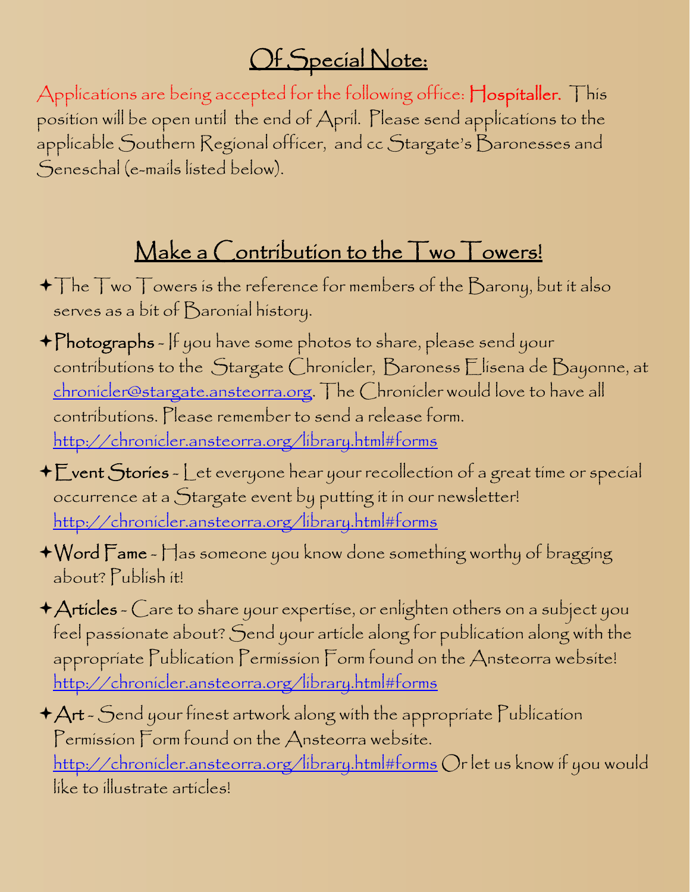## Of Special Note:

Applications are being accepted for the following office: **Hospitaller.** This position will be open until the end of April. Please send applications to the applicable Southern Regional officer, and cc Stargate's Baronesses and Seneschal (e-mails listed below).

## Make a Contribution to the Two Towers!

- The Two Towers is the reference for members of the Barony, but it also serves as a bit of Baronial history.
- **Photographs** - If you have some photos to share, please send your contributions to the Stargate Chronicler, Baroness Elisena de Bayonne, at chronicler@stargate.ansteorra.org. The Chronicler would love to have all contributions. Please remember to send a release form. http://chronicler.ansteorra.org/library.html#forms
- **Event Stories** - Let everyone hear your recollection of a great time or special occurrence at a Stargate event by putting it in our newsletter! http://chronicler.ansteorra.org/library.html#forms
- **Word Fame** - Has someone you know done something worthy of bragging about? Publish it!
- **Articles** - Care to share your expertise, or enlighten others on a subject you feel passionate about? Send your article along for publication along with the appropriate Publication Permission Form found on the Ansteorra website! http://chronicler.ansteorra.org/library.html#forms
- **Art** - Send your finest artwork along with the appropriate Publication Permission Form found on the Ansteorra website. http://chronicler.ansteorra.org/library.html#forms Or let us know if you would like to illustrate articles!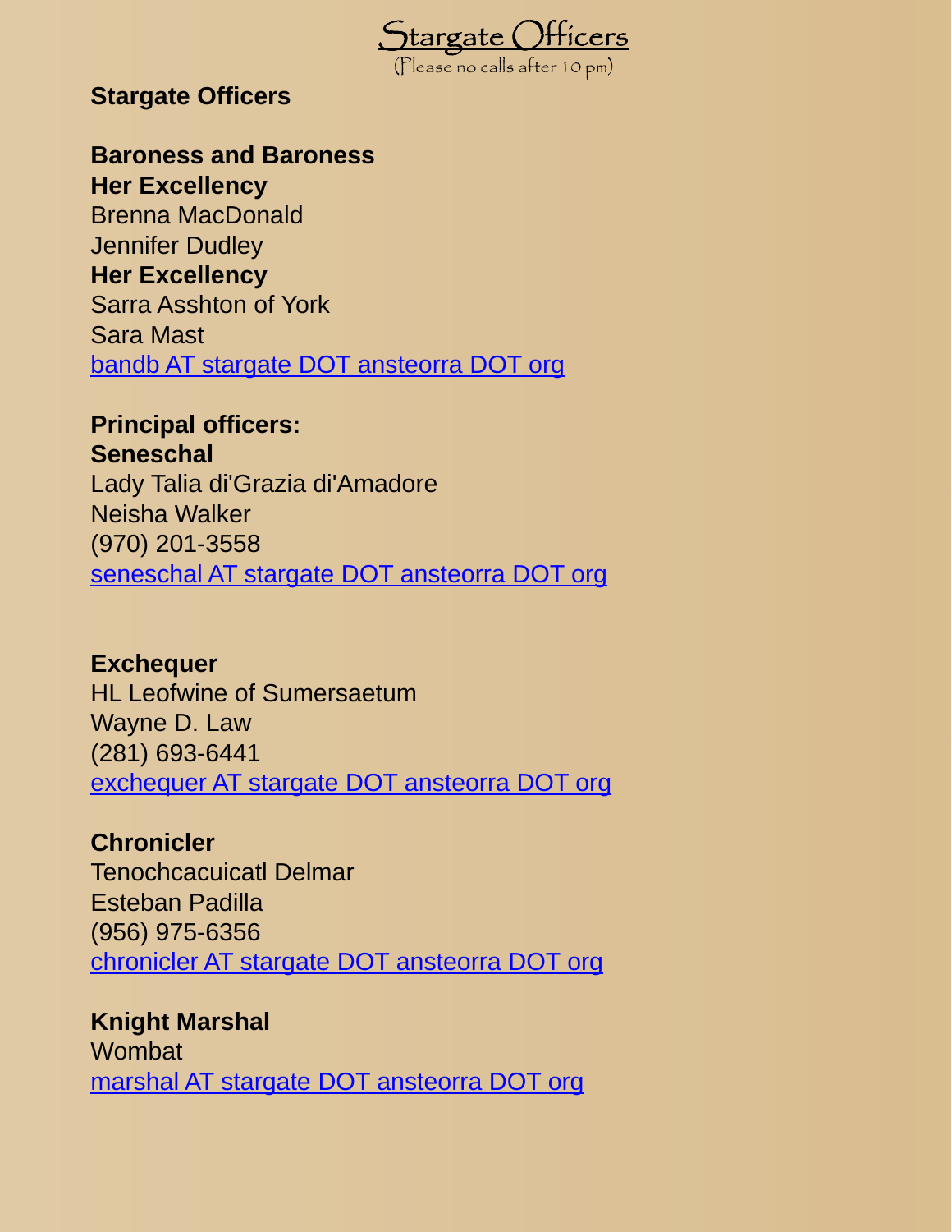# Stargate Officers

(Please no calls after 10 pm)

**Stargate Officers**

**Baroness and Baroness**
**Her Excellency**
Brenna MacDonald
Jennifer Dudley
**Her Excellency**
Sarra Asshton of York
Sara Mast
bandb AT stargate DOT ansteorra DOT org

**Principal officers:**
**Seneschal**
Lady Talia di'Grazia di'Amadore
Neisha Walker
(970) 201-3558
seneschal AT stargate DOT ansteorra DOT org

**Exchequer**
HL Leofwine of Sumersaetum
Wayne D. Law
(281) 693-6441
exchequer AT stargate DOT ansteorra DOT org

**Chronicler**
Tenochcacuicatl Delmar
Esteban Padilla
(956) 975-6356
chronicler AT stargate DOT ansteorra DOT org

**Knight Marshal**
Wombat
marshal AT stargate DOT ansteorra DOT org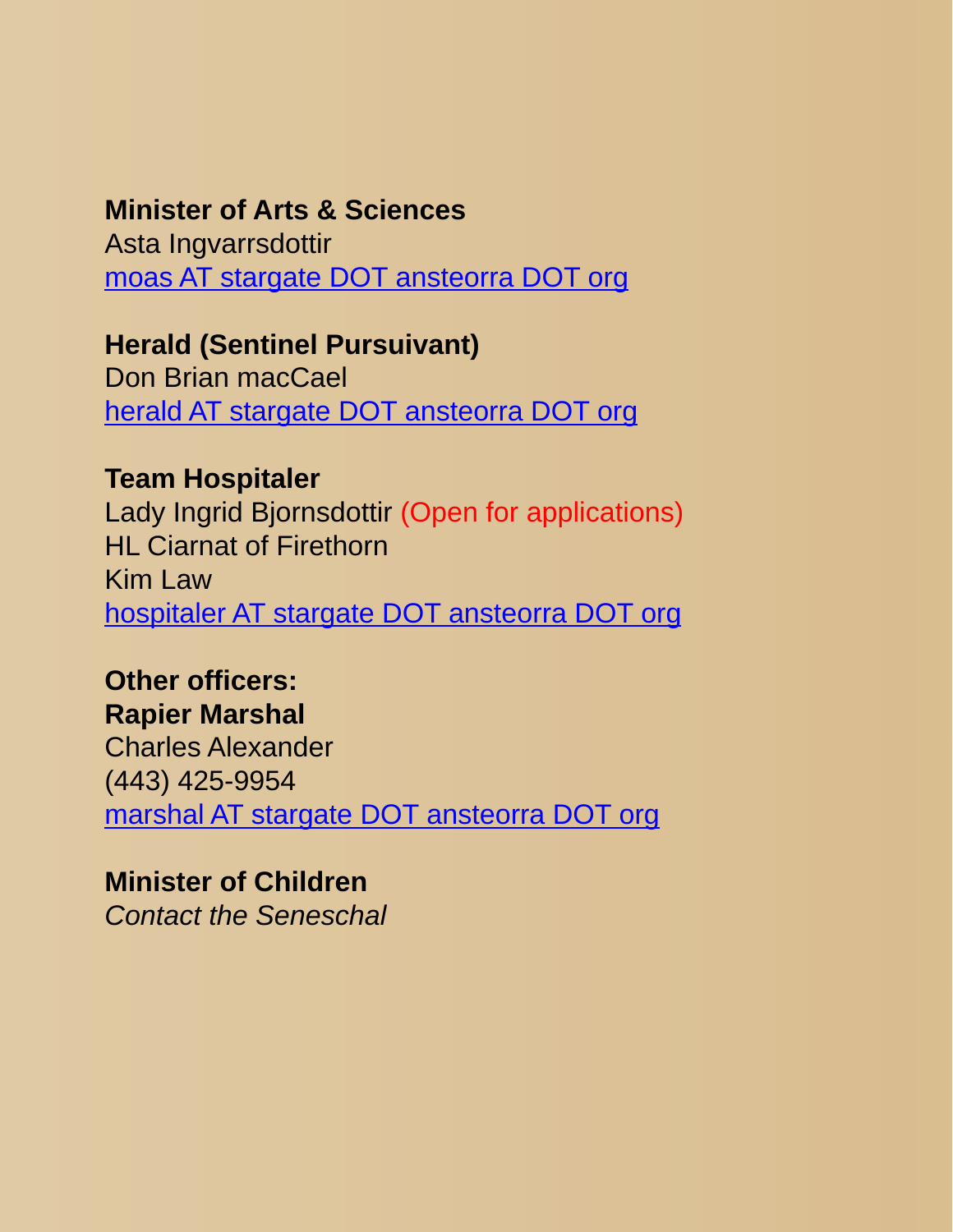**Minister of Arts & Sciences**
Asta Ingvarrsdottir
moas AT stargate DOT ansteorra DOT org

**Herald (Sentinel Pursuivant)**
Don Brian macCael
herald AT stargate DOT ansteorra DOT org

**Team Hospitaler**
Lady Ingrid Bjornsdottir (Open for applications)
HL Ciarnat of Firethorn
Kim Law
hospitaler AT stargate DOT ansteorra DOT org

**Other officers:**
**Rapier Marshal**
Charles Alexander
(443) 425-9954
marshal AT stargate DOT ansteorra DOT org

**Minister of Children**
*Contact the Seneschal*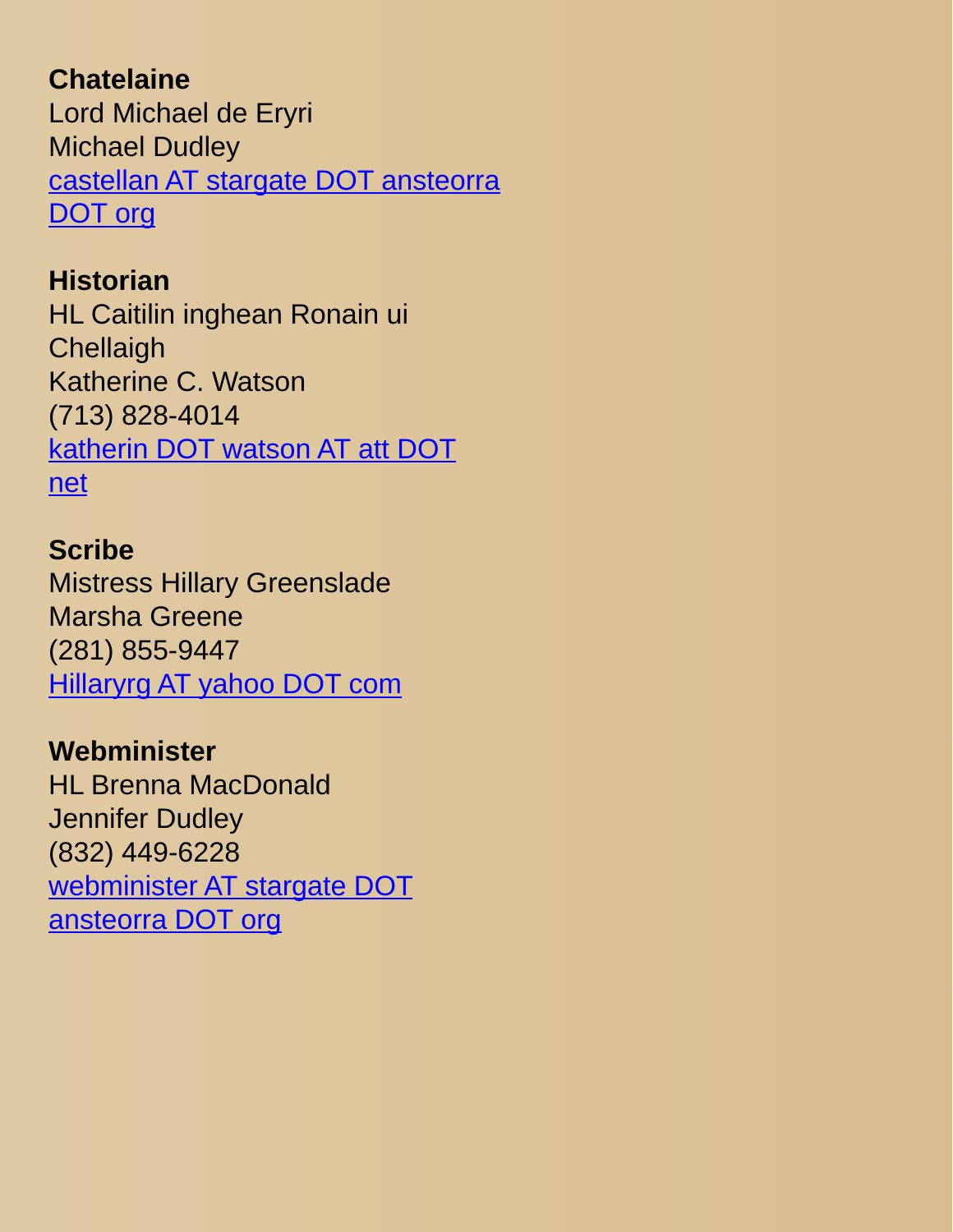**Chatelaine**
Lord Michael de Eryri
Michael Dudley
[castellan AT stargate DOT ansteorra DOT org]()

**Historian**
HL Caitilin inghean Ronain ui Chellaigh
Katherine C. Watson
(713) 828-4014
[katherin DOT watson AT att DOT net]()

**Scribe**
Mistress Hillary Greenslade
Marsha Greene
(281) 855-9447
[Hillaryrg AT yahoo DOT com]()

**Webminister**
HL Brenna MacDonald
Jennifer Dudley
(832) 449-6228
[webminister AT stargate DOT ansteorra DOT org]()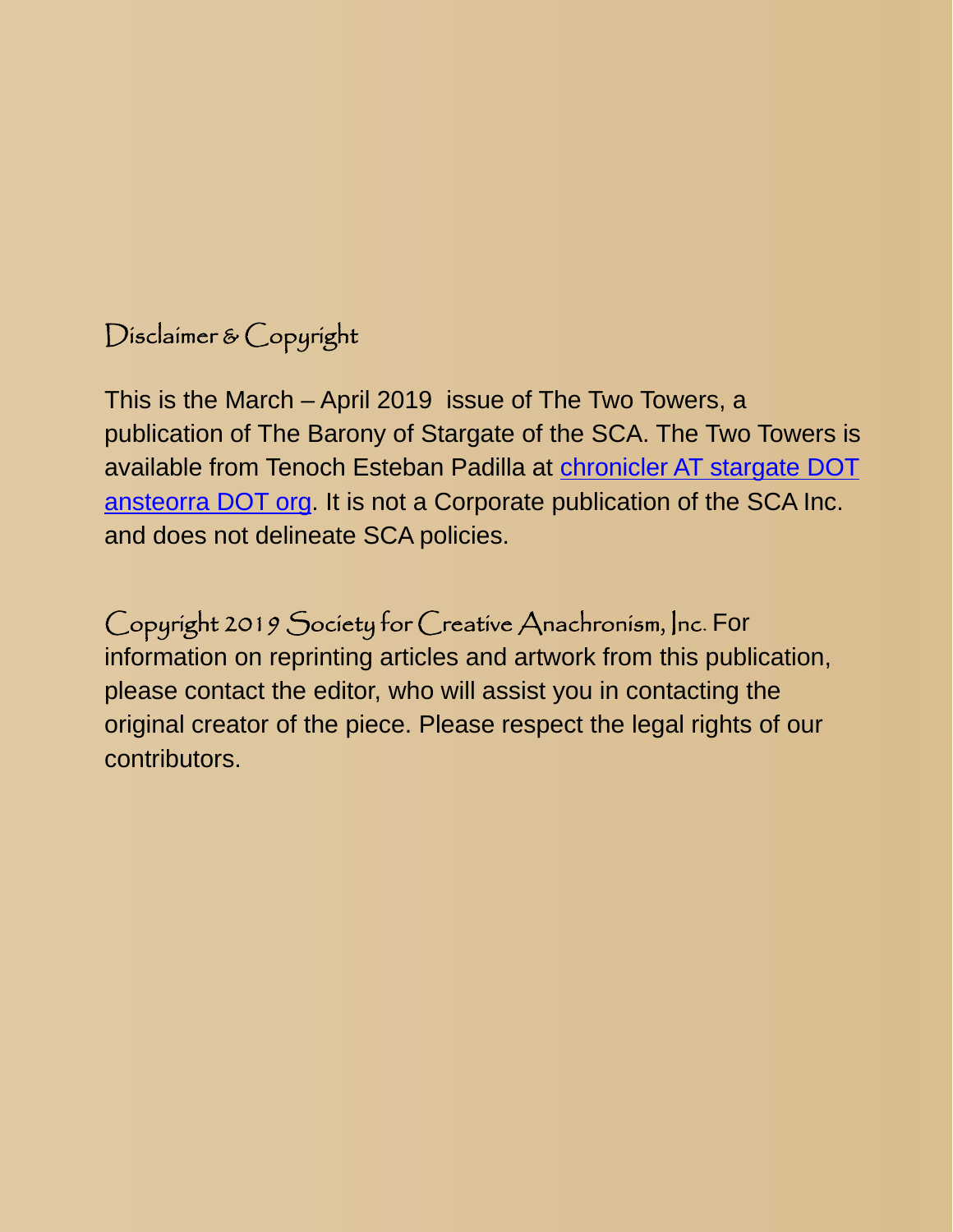## Disclaimer & Copyright

This is the March – April 2019 issue of The Two Towers, a publication of The Barony of Stargate of the SCA. The Two Towers is available from Tenoch Esteban Padilla at chronicler AT stargate DOT ansteorra DOT org. It is not a Corporate publication of the SCA Inc. and does not delineate SCA policies.

Copyright 2019 Society for Creative Anachronism, Inc. For information on reprinting articles and artwork from this publication, please contact the editor, who will assist you in contacting the original creator of the piece. Please respect the legal rights of our contributors.